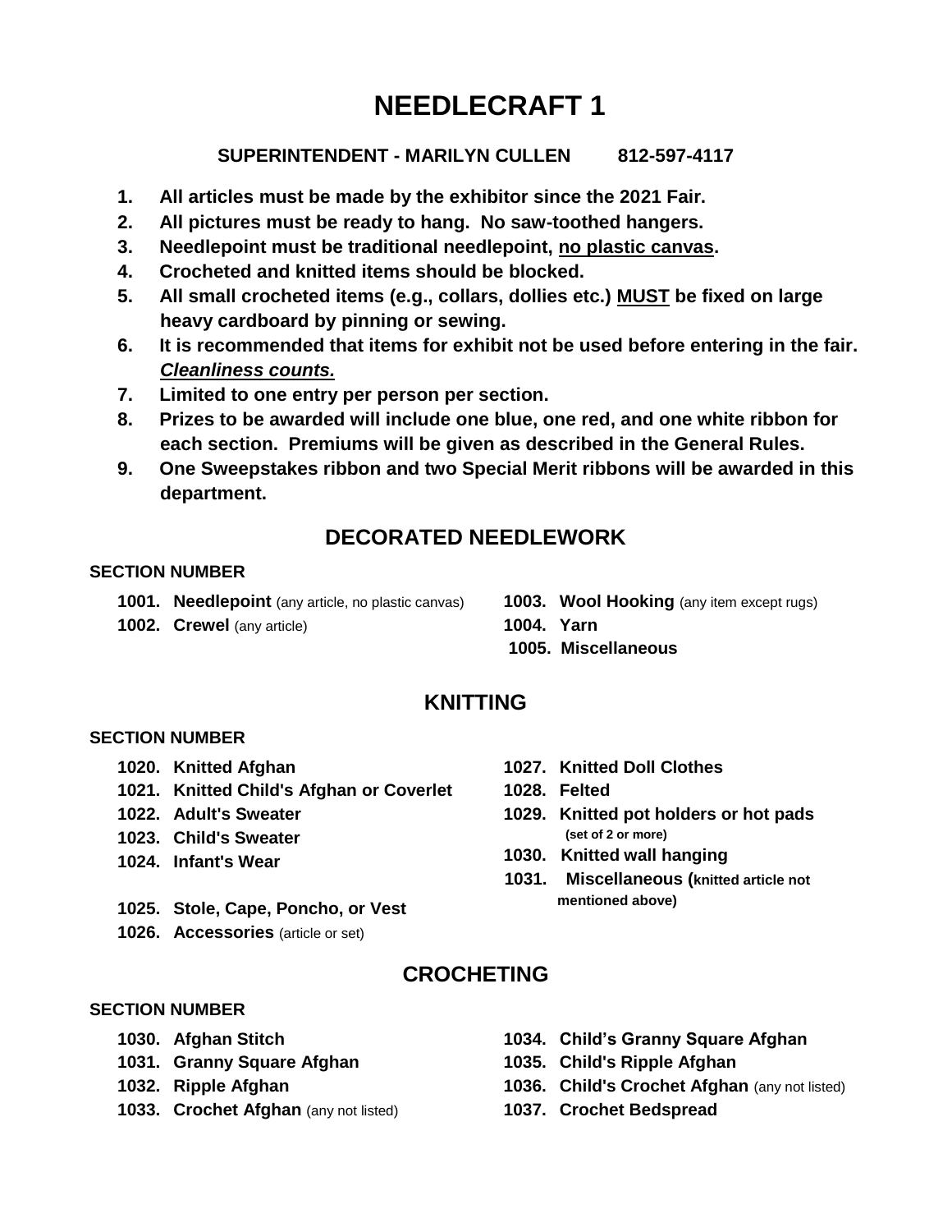# NEEDLECRAFT 1

**SUPERINTENDENT - MARILYN CULLEN 812-597-4117**

1. **All articles must be made by the exhibitor since the 2021 Fair.**
2. **All pictures must be ready to hang. No saw-toothed hangers.**
3. **Needlepoint must be traditional needlepoint, <u>no plastic canvas</u>.**
4. **Crocheted and knitted items should be blocked.**
5. **All small crocheted items (e.g., collars, dollies etc.) <u>MUST</u> be fixed on large heavy cardboard by pinning or sewing.**
6. **It is recommended that items for exhibit not be used before entering in the fair. *<u>Cleanliness counts.</u>***
7. **Limited to one entry per person per section.**
8. **Prizes to be awarded will include one blue, one red, and one white ribbon for each section. Premiums will be given as described in the General Rules.**
9. **One Sweepstakes ribbon and two Special Merit ribbons will be awarded in this department.**

## DECORATED NEEDLEWORK

**SECTION NUMBER**

- **1001. Needlepoint** (any article, no plastic canvas)
- **1002. Crewel** (any article)
- **1003. Wool Hooking** (any item except rugs)
- **1004. Yarn**
- **1005. Miscellaneous**

## KNITTING

**SECTION NUMBER**

- **1020. Knitted Afghan**
- **1021. Knitted Child's Afghan or Coverlet**
- **1022. Adult's Sweater**
- **1023. Child's Sweater**
- **1024. Infant's Wear**
- **1025. Stole, Cape, Poncho, or Vest**
- **1026. Accessories** (article or set)
- **1027. Knitted Doll Clothes**
- **1028. Felted**
- **1029. Knitted pot holders or hot pads (set of 2 or more)**
- **1030. Knitted wall hanging**
- **1031. Miscellaneous (knitted article not mentioned above)**

## CROCHETING

**SECTION NUMBER**

- **1030. Afghan Stitch**
- **1031. Granny Square Afghan**
- **1032. Ripple Afghan**
- **1033. Crochet Afghan** (any not listed)
- **1034. Child's Granny Square Afghan**
- **1035. Child's Ripple Afghan**
- **1036. Child's Crochet Afghan** (any not listed)
- **1037. Crochet Bedspread**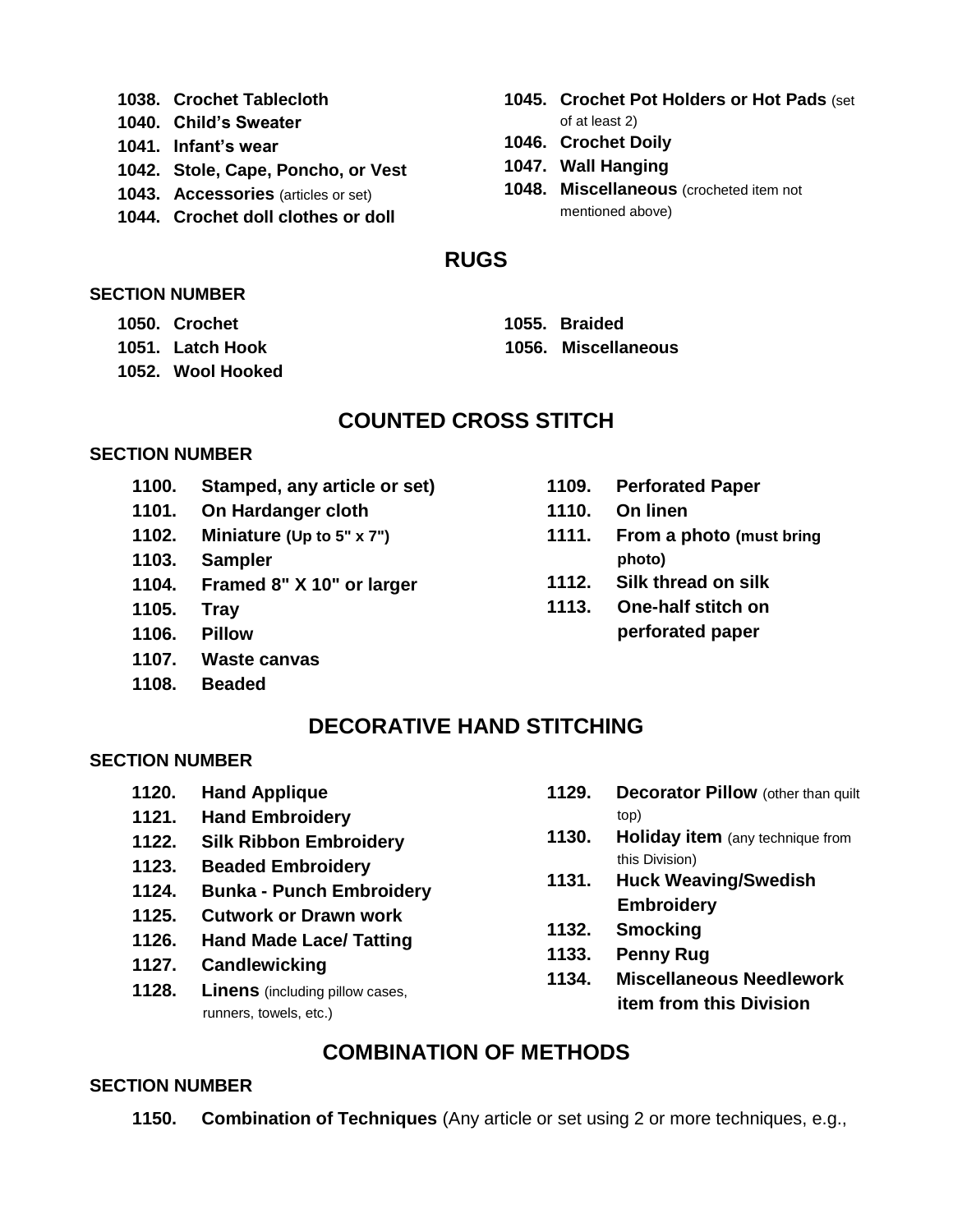- **1038. Crochet Tablecloth**
- **1040. Child's Sweater**
- **1041. Infant's wear**
- **1042. Stole, Cape, Poncho, or Vest**
- **1043. Accessories** (articles or set)
- **1044. Crochet doll clothes or doll**
- **1045. Crochet Pot Holders or Hot Pads** (set of at least 2)
- **1046. Crochet Doily**
- **1047. Wall Hanging**
- **1048. Miscellaneous** (crocheted item not mentioned above)

## RUGS

**SECTION NUMBER**

- **1050. Crochet**
- **1051. Latch Hook**
- **1052. Wool Hooked**
- **1055. Braided**
- **1056. Miscellaneous**

## COUNTED CROSS STITCH

**SECTION NUMBER**

- **1100. Stamped, any article or set)**
- **1101. On Hardanger cloth**
- **1102. Miniature (Up to 5" x 7")**
- **1103. Sampler**
- **1104. Framed 8" X 10" or larger**
- **1105. Tray**
- **1106. Pillow**
- **1107. Waste canvas**
- **1108. Beaded**
- **1109. Perforated Paper**
- **1110. On linen**
- **1111. From a photo (must bring photo)**
- **1112. Silk thread on silk**
- **1113. One-half stitch on perforated paper**

## DECORATIVE HAND STITCHING

**SECTION NUMBER**

- **1120. Hand Applique**
- **1121. Hand Embroidery**
- **1122. Silk Ribbon Embroidery**
- **1123. Beaded Embroidery**
- **1124. Bunka - Punch Embroidery**
- **1125. Cutwork or Drawn work**
- **1126. Hand Made Lace/ Tatting**
- **1127. Candlewicking**
- **1128. Linens** (including pillow cases, runners, towels, etc.)
- **1129. Decorator Pillow** (other than quilt top)
- **1130. Holiday item** (any technique from this Division)
- **1131. Huck Weaving/Swedish Embroidery**
- **1132. Smocking**
- **1133. Penny Rug**
- **1134. Miscellaneous Needlework item from this Division**

## COMBINATION OF METHODS

**SECTION NUMBER**

- **1150. Combination of Techniques** (Any article or set using 2 or more techniques, e.g.,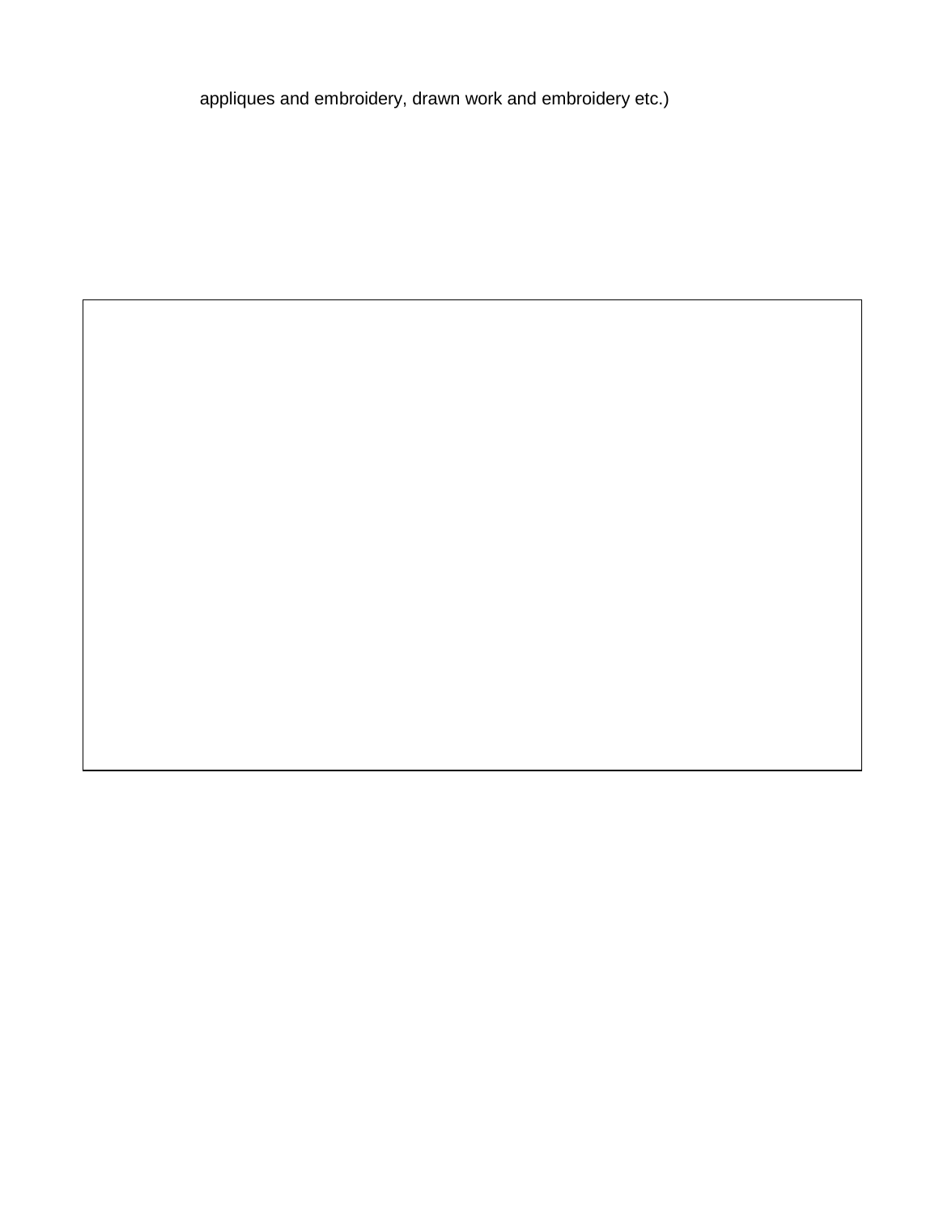appliques and embroidery, drawn work and embroidery etc.)